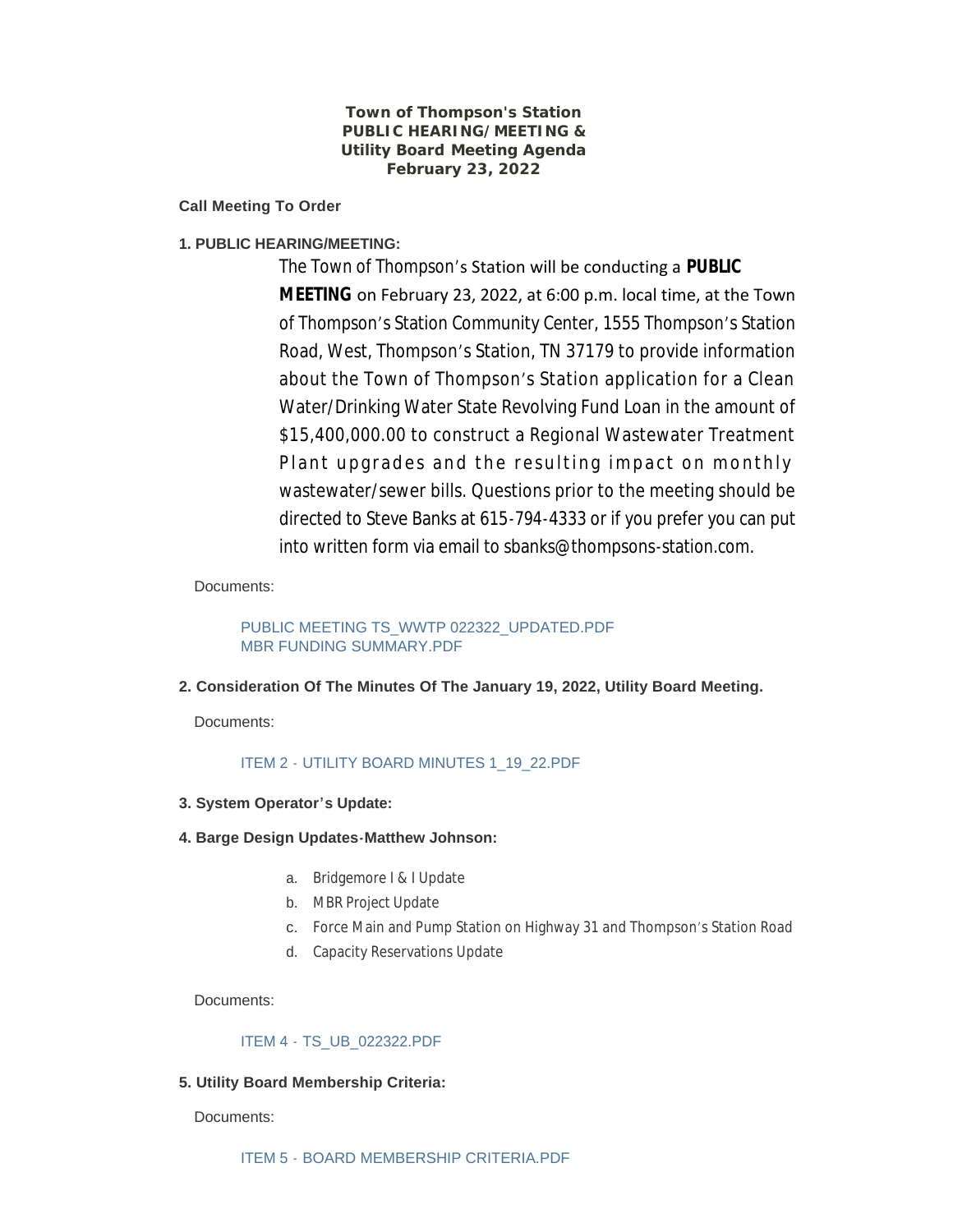**Town of Thompson's Station**
**PUBLIC HEARING/MEETING &**
**Utility Board Meeting Agenda**
**February 23, 2022**

**Call Meeting To Order**

**1. PUBLIC HEARING/MEETING:**

The Town of Thompson's Station will be conducting a **PUBLIC MEETING** on February 23, 2022, at 6:00 p.m. local time, at the Town of Thompson's Station Community Center, 1555 Thompson's Station Road, West, Thompson's Station, TN 37179 to provide information about the Town of Thompson's Station application for a Clean Water/Drinking Water State Revolving Fund Loan in the amount of $15,400,000.00 to construct a Regional Wastewater Treatment Plant upgrades and the resulting impact on monthly wastewater/sewer bills. Questions prior to the meeting should be directed to Steve Banks at 615-794-4333 or if you prefer you can put into written form via email to sbanks@thompsons-station.com.

Documents:

PUBLIC MEETING TS_WWTP 022322_UPDATED.PDF
MBR FUNDING SUMMARY.PDF

**2. Consideration Of The Minutes Of The January 19, 2022, Utility Board Meeting.**

Documents:

ITEM 2 - UTILITY BOARD MINUTES 1_19_22.PDF

**3. System Operator's Update:**

**4. Barge Design Updates-Matthew Johnson:**

a. Bridgemore I & I Update
b. MBR Project Update
c. Force Main and Pump Station on Highway 31 and Thompson's Station Road
d. Capacity Reservations Update

Documents:

ITEM 4 - TS_UB_022322.PDF

**5. Utility Board Membership Criteria:**

Documents:

ITEM 5 - BOARD MEMBERSHIP CRITERIA.PDF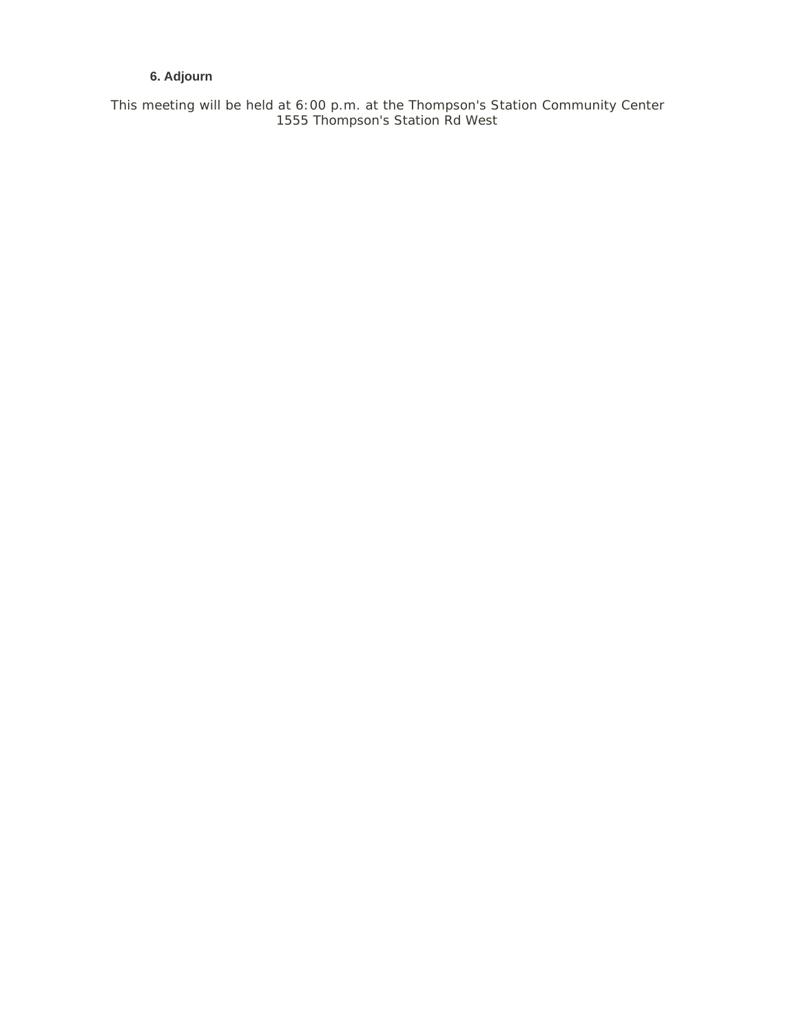**6. Adjourn**

This meeting will be held at 6:00 p.m. at the Thompson's Station Community Center
1555 Thompson's Station Rd West